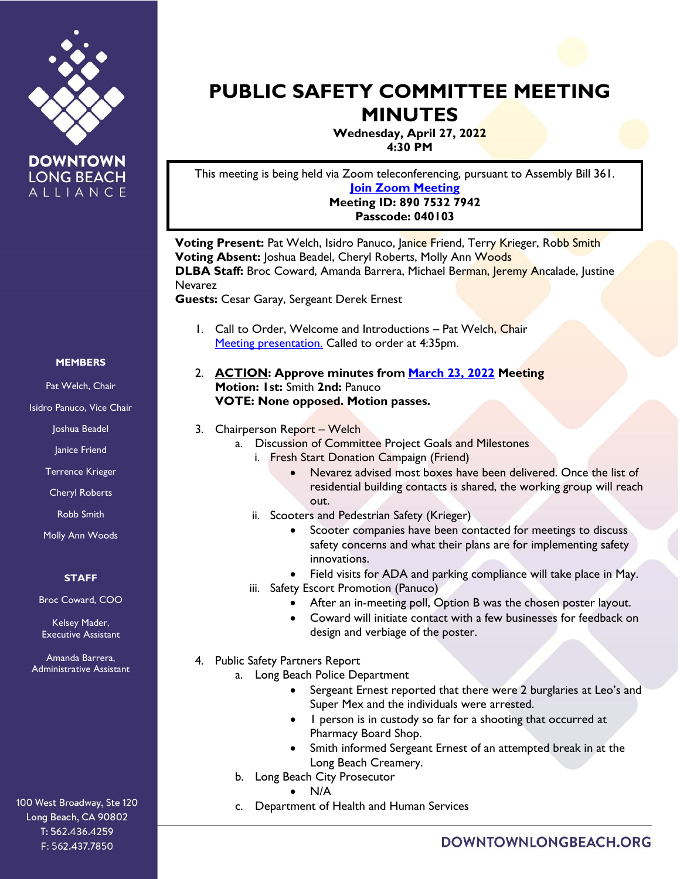# PUBLIC SAFETY COMMITTEE MEETING MINUTES

**Wednesday, April 27, 2022**
**4:30 PM**

This meeting is being held via Zoom teleconferencing, pursuant to Assembly Bill 361.
**[Join Zoom Meeting]**
**Meeting ID: 890 7532 7942**
**Passcode: 040103**

**Voting Present:** Pat Welch, Isidro Panuco, Janice Friend, Terry Krieger, Robb Smith
**Voting Absent:** Joshua Beadel, Cheryl Roberts, Molly Ann Woods
**DLBA Staff:** Broc Coward, Amanda Barrera, Michael Berman, Jeremy Ancalade, Justine Nevarez
**Guests:** Cesar Garay, Sergeant Derek Ernest

1. Call to Order, Welcome and Introductions – Pat Welch, Chair
   Meeting presentation. Called to order at 4:35pm.

2. **ACTION: Approve minutes from March 23, 2022 Meeting**
   **Motion: 1st:** Smith **2nd:** Panuco
   **VOTE: None opposed. Motion passes.**

3. Chairperson Report – Welch
   a. Discussion of Committee Project Goals and Milestones
      i. Fresh Start Donation Campaign (Friend)
         - Nevarez advised most boxes have been delivered. Once the list of residential building contacts is shared, the working group will reach out.
      ii. Scooters and Pedestrian Safety (Krieger)
         - Scooter companies have been contacted for meetings to discuss safety concerns and what their plans are for implementing safety innovations.
         - Field visits for ADA and parking compliance will take place in May.
      iii. Safety Escort Promotion (Panuco)
         - After an in-meeting poll, Option B was the chosen poster layout.
         - Coward will initiate contact with a few businesses for feedback on design and verbiage of the poster.

4. Public Safety Partners Report
   a. Long Beach Police Department
      - Sergeant Ernest reported that there were 2 burglaries at Leo's and Super Mex and the individuals were arrested.
      - 1 person is in custody so far for a shooting that occurred at Pharmacy Board Shop.
      - Smith informed Sergeant Ernest of an attempted break in at the Long Beach Creamery.
   b. Long Beach City Prosecutor
      - N/A
   c. Department of Health and Human Services

**MEMBERS**

Pat Welch, Chair
Isidro Panuco, Vice Chair
Joshua Beadel
Janice Friend
Terrence Krieger
Cheryl Roberts
Robb Smith
Molly Ann Woods

**STAFF**

Broc Coward, COO
Kelsey Mader, Executive Assistant
Amanda Barrera, Administrative Assistant

100 West Broadway, Ste 120
Long Beach, CA 90802
T: 562.436.4259
F: 562.437.7850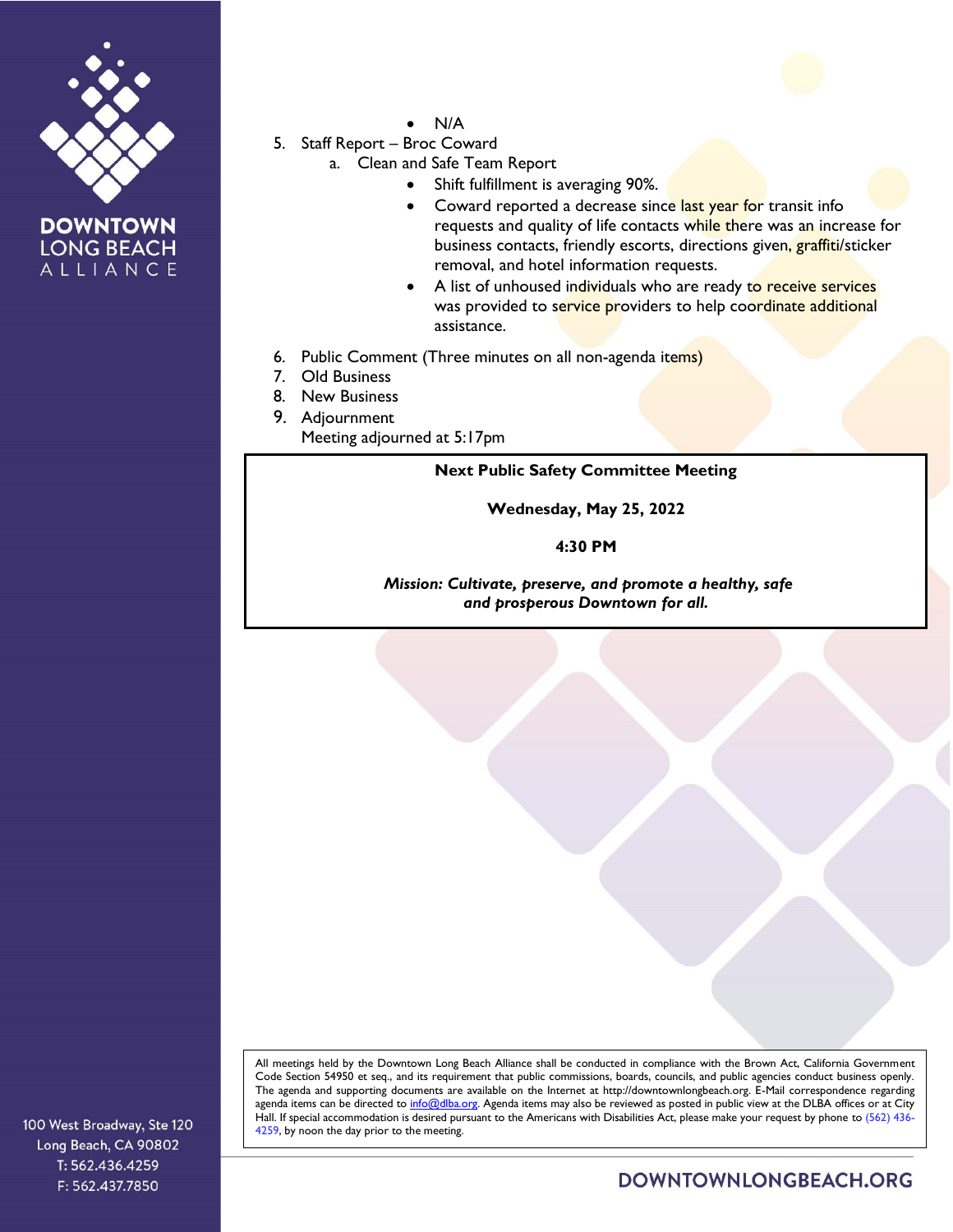- N/A

5. Staff Report – Broc Coward
   a. Clean and Safe Team Report
      - Shift fulfillment is averaging 90%.
      - Coward reported a decrease since last year for transit info requests and quality of life contacts while there was an increase for business contacts, friendly escorts, directions given, graffiti/sticker removal, and hotel information requests.
      - A list of unhoused individuals who are ready to receive services was provided to service providers to help coordinate additional assistance.
6. Public Comment (Three minutes on all non-agenda items)
7. Old Business
8. New Business
9. Adjournment

   Meeting adjourned at 5:17pm

**Next Public Safety Committee Meeting**

**Wednesday, May 25, 2022**

**4:30 PM**

***Mission: Cultivate, preserve, and promote a healthy, safe and prosperous Downtown for all.***

All meetings held by the Downtown Long Beach Alliance shall be conducted in compliance with the Brown Act, California Government Code Section 54950 et seq., and its requirement that public commissions, boards, councils, and public agencies conduct business openly. The agenda and supporting documents are available on the Internet at http://downtownlongbeach.org. E-Mail correspondence regarding agenda items can be directed to info@dlba.org. Agenda items may also be reviewed as posted in public view at the DLBA offices or at City Hall. If special accommodation is desired pursuant to the Americans with Disabilities Act, please make your request by phone to (562) 436-4259, by noon the day prior to the meeting.

DOWNTOWN LONG BEACH ALLIANCE

100 West Broadway, Ste 120
Long Beach, CA 90802
T: 562.436.4259
F: 562.437.7850

DOWNTOWNLONGBEACH.ORG